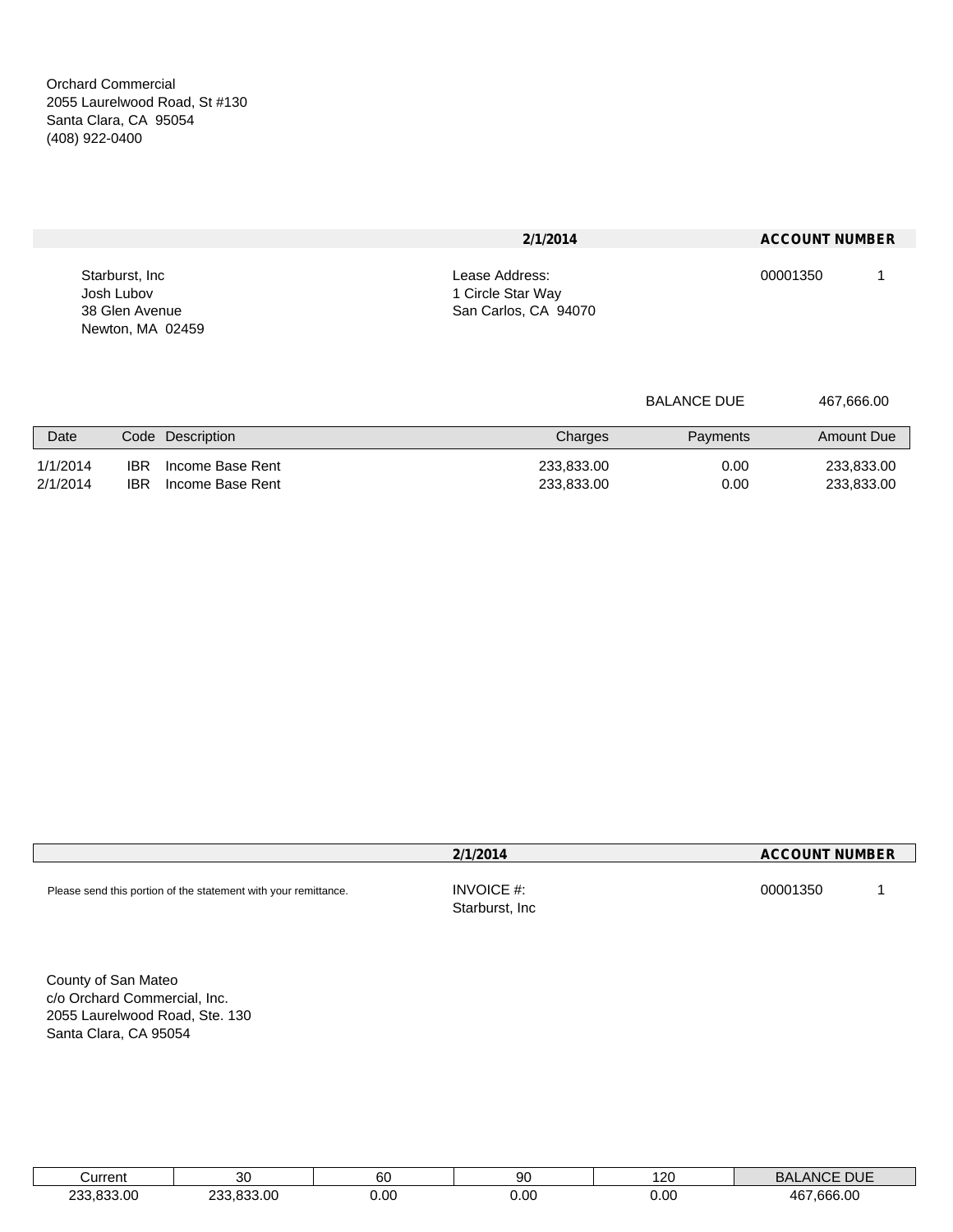Orchard Commercial
2055 Laurelwood Road, St #130
Santa Clara, CA  95054
(408) 922-0400

| | 2/1/2014 | ACCOUNT NUMBER | |
|---|---|---|---|
| Starburst, Inc<br>Josh Lubov<br>38 Glen Avenue<br>Newton, MA  02459 | Lease Address:<br>1 Circle Star Way<br>San Carlos, CA  94070 | 00001350 | 1 |

BALANCE DUE 467,666.00

| Date | Code | Description | Charges | Payments | Amount Due |
|---|---|---|---|---|---|
| 1/1/2014 | IBR | Income Base Rent | 233,833.00 | 0.00 | 233,833.00 |
| 2/1/2014 | IBR | Income Base Rent | 233,833.00 | 0.00 | 233,833.00 |

| | 2/1/2014 | ACCOUNT NUMBER | |
|---|---|---|---|
| Please send this portion of the statement with your remittance. | INVOICE #:<br>Starburst, Inc | 00001350 | 1 |

County of San Mateo
c/o Orchard Commercial, Inc.
2055 Laurelwood Road, Ste. 130
Santa Clara, CA 95054

| Current | 30 | 60 | 90 | 120 | BALANCE DUE |
|---|---|---|---|---|---|
| 233,833.00 | 233,833.00 | 0.00 | 0.00 | 0.00 | 467,666.00 |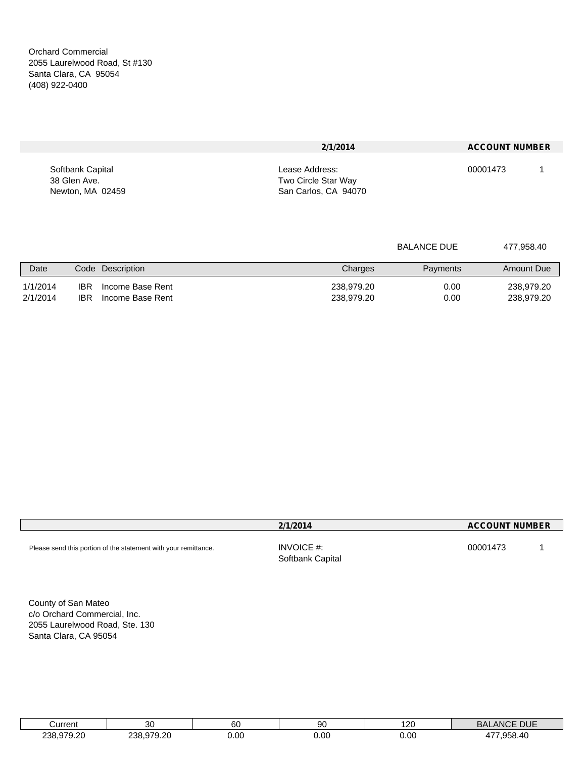Orchard Commercial
2055 Laurelwood Road, St #130
Santa Clara, CA 95054
(408) 922-0400

| | **2/1/2014** | **ACCOUNT NUMBER** | |
|---|---|---|---|
| Softbank Capital<br>38 Glen Ave.<br>Newton, MA 02459 | Lease Address:<br>Two Circle Star Way<br>San Carlos, CA 94070 | 00001473 | 1 |

BALANCE DUE 477,958.40

| Date | Code | Description | Charges | Payments | Amount Due |
|---|---|---|---|---|---|
| 1/1/2014 | IBR | Income Base Rent | 238,979.20 | 0.00 | 238,979.20 |
| 2/1/2014 | IBR | Income Base Rent | 238,979.20 | 0.00 | 238,979.20 |

| | **2/1/2014** | **ACCOUNT NUMBER** | |
|---|---|---|---|
| Please send this portion of the statement with your remittance. | INVOICE #:<br>Softbank Capital | 00001473 | 1 |

County of San Mateo
c/o Orchard Commercial, Inc.
2055 Laurelwood Road, Ste. 130
Santa Clara, CA 95054

| Current | 30 | 60 | 90 | 120 | BALANCE DUE |
|---|---|---|---|---|---|
| 238,979.20 | 238,979.20 | 0.00 | 0.00 | 0.00 | 477,958.40 |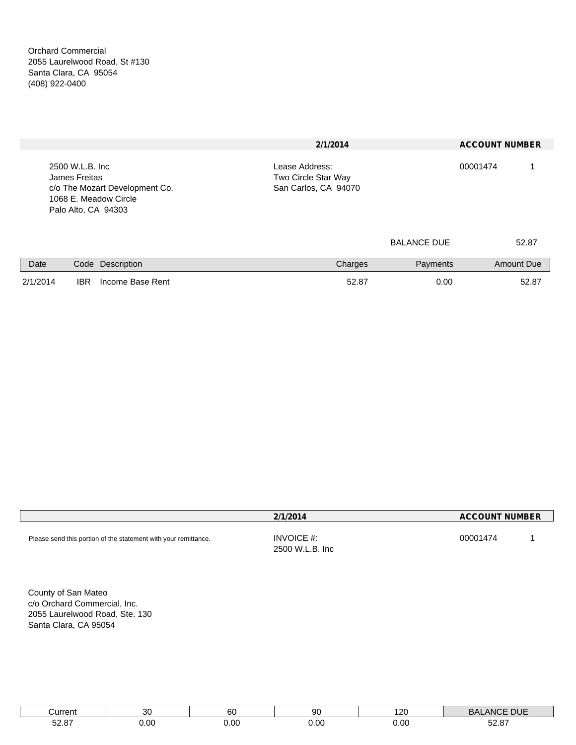Orchard Commercial
2055 Laurelwood Road, St #130
Santa Clara, CA 95054
(408) 922-0400

| | **2/1/2014** | **ACCOUNT NUMBER** | |
|---|---|---|---|
| 2500 W.L.B. Inc<br>James Freitas<br>c/o The Mozart Development Co.<br>1068 E. Meadow Circle<br>Palo Alto, CA 94303 | Lease Address:<br>Two Circle Star Way<br>San Carlos, CA 94070 | 00001474 | 1 |

BALANCE DUE 52.87

| Date | Code | Description | Charges | Payments | Amount Due |
|---|---|---|---|---|---|
| 2/1/2014 | IBR | Income Base Rent | 52.87 | 0.00 | 52.87 |

| | **2/1/2014** | **ACCOUNT NUMBER** | |
|---|---|---|---|
| Please send this portion of the statement with your remittance. | INVOICE #:<br>2500 W.L.B. Inc | 00001474 | 1 |

County of San Mateo
c/o Orchard Commercial, Inc.
2055 Laurelwood Road, Ste. 130
Santa Clara, CA 95054

| Current | 30 | 60 | 90 | 120 | BALANCE DUE |
|---|---|---|---|---|---|
| 52.87 | 0.00 | 0.00 | 0.00 | 0.00 | 52.87 |